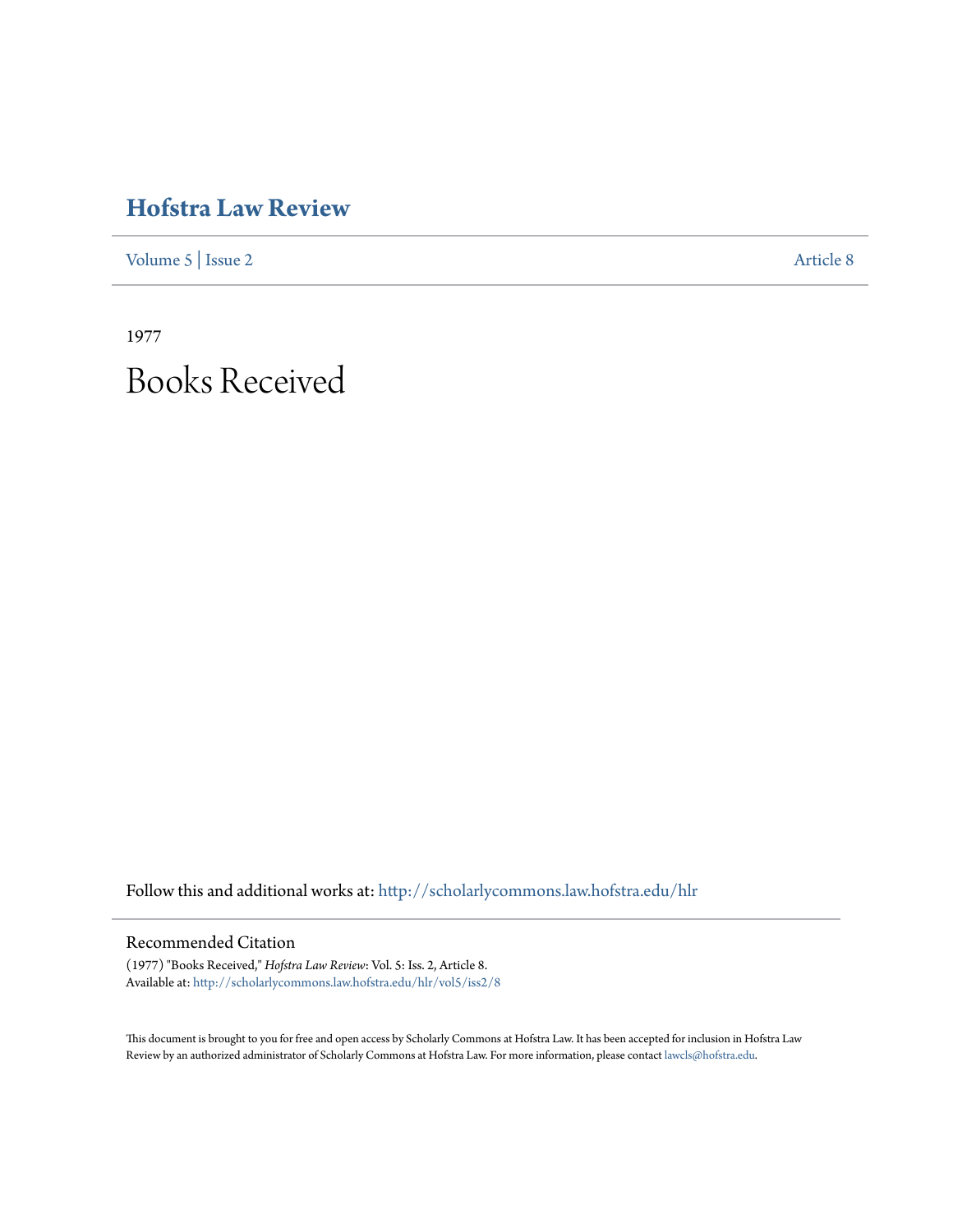# Hofstra Law Review

Volume 5 | Issue 2 Article 8

1977

# Books Received

Follow this and additional works at: http://scholarlycommons.law.hofstra.edu/hlr

## Recommended Citation

(1977) "Books Received," *Hofstra Law Review*: Vol. 5: Iss. 2, Article 8.
Available at: http://scholarlycommons.law.hofstra.edu/hlr/vol5/iss2/8

This document is brought to you for free and open access by Scholarly Commons at Hofstra Law. It has been accepted for inclusion in Hofstra Law Review by an authorized administrator of Scholarly Commons at Hofstra Law. For more information, please contact lawcls@hofstra.edu.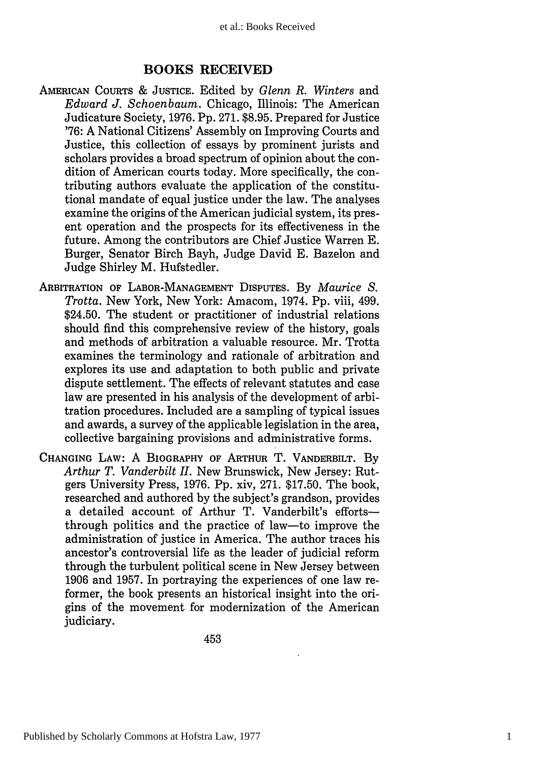## BOOKS RECEIVED

AMERICAN COURTS & JUSTICE. Edited by *Glenn R. Winters* and *Edward J. Schoenbaum*. Chicago, Illinois: The American Judicature Society, 1976. Pp. 271. $8.95. Prepared for Justice '76: A National Citizens' Assembly on Improving Courts and Justice, this collection of essays by prominent jurists and scholars provides a broad spectrum of opinion about the condition of American courts today. More specifically, the contributing authors evaluate the application of the constitutional mandate of equal justice under the law. The analyses examine the origins of the American judicial system, its present operation and the prospects for its effectiveness in the future. Among the contributors are Chief Justice Warren E. Burger, Senator Birch Bayh, Judge David E. Bazelon and Judge Shirley M. Hufstedler.

ARBITRATION OF LABOR-MANAGEMENT DISPUTES. By *Maurice S. Trotta*. New York, New York: Amacom, 1974. Pp. viii, 499. $24.50. The student or practitioner of industrial relations should find this comprehensive review of the history, goals and methods of arbitration a valuable resource. Mr. Trotta examines the terminology and rationale of arbitration and explores its use and adaptation to both public and private dispute settlement. The effects of relevant statutes and case law are presented in his analysis of the development of arbitration procedures. Included are a sampling of typical issues and awards, a survey of the applicable legislation in the area, collective bargaining provisions and administrative forms.

CHANGING LAW: A BIOGRAPHY OF ARTHUR T. VANDERBILT. By *Arthur T. Vanderbilt II*. New Brunswick, New Jersey: Rutgers University Press, 1976. Pp. xiv, 271. $17.50. The book, researched and authored by the subject's grandson, provides a detailed account of Arthur T. Vanderbilt's efforts—through politics and the practice of law—to improve the administration of justice in America. The author traces his ancestor's controversial life as the leader of judicial reform through the turbulent political scene in New Jersey between 1906 and 1957. In portraying the experiences of one law reformer, the book presents an historical insight into the origins of the movement for modernization of the American judiciary.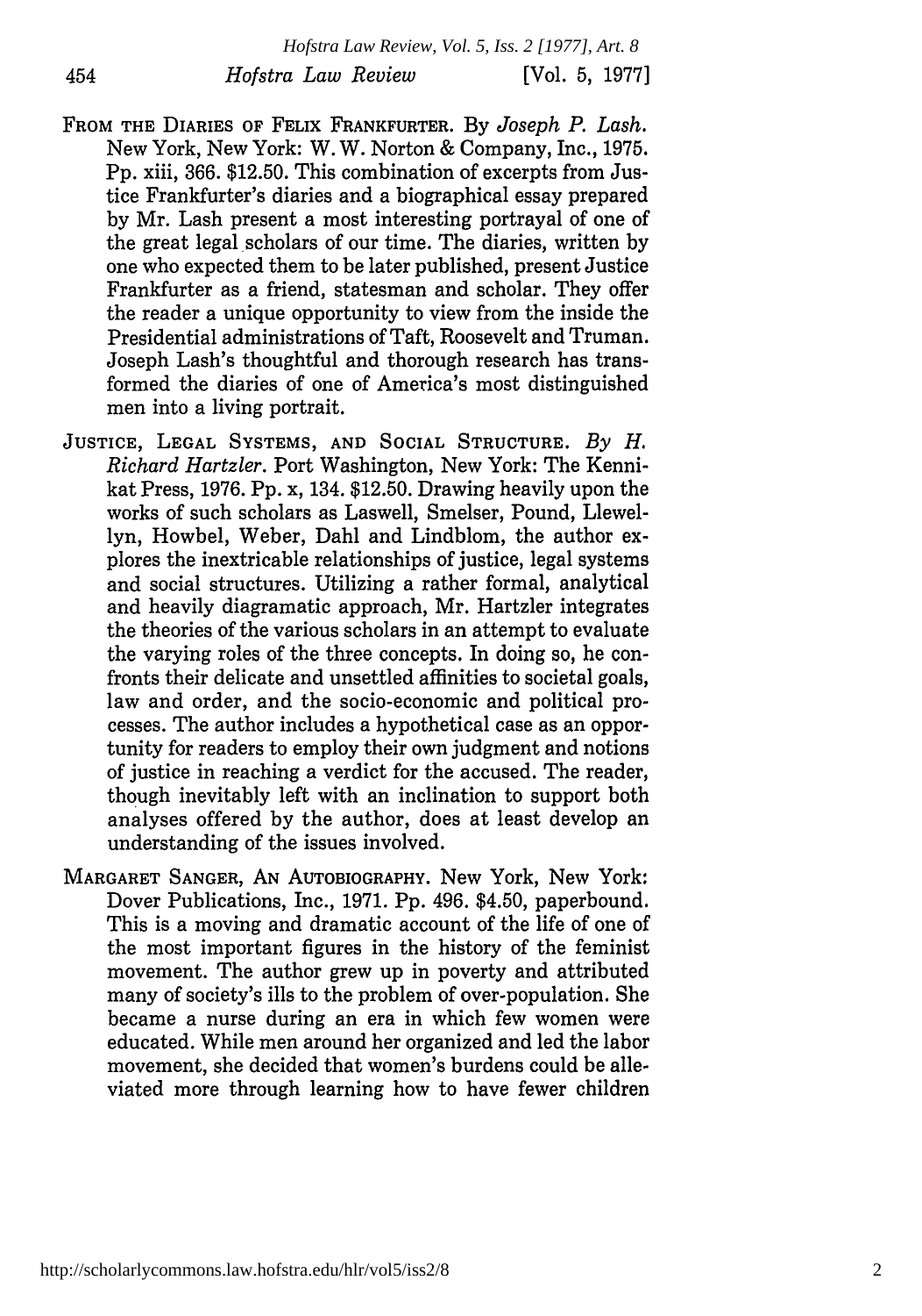FROM THE DIARIES OF FELIX FRANKFURTER. By *Joseph P. Lash.* New York, New York: W. W. Norton & Company, Inc., 1975. Pp. xiii, 366. $12.50. This combination of excerpts from Justice Frankfurter's diaries and a biographical essay prepared by Mr. Lash present a most interesting portrayal of one of the great legal scholars of our time. The diaries, written by one who expected them to be later published, present Justice Frankfurter as a friend, statesman and scholar. They offer the reader a unique opportunity to view from the inside the Presidential administrations of Taft, Roosevelt and Truman. Joseph Lash's thoughtful and thorough research has transformed the diaries of one of America's most distinguished men into a living portrait.

JUSTICE, LEGAL SYSTEMS, AND SOCIAL STRUCTURE. *By H. Richard Hartzler.* Port Washington, New York: The Kennikat Press, 1976. Pp. x, 134. $12.50. Drawing heavily upon the works of such scholars as Laswell, Smelser, Pound, Llewellyn, Howbel, Weber, Dahl and Lindblom, the author explores the inextricable relationships of justice, legal systems and social structures. Utilizing a rather formal, analytical and heavily diagramatic approach, Mr. Hartzler integrates the theories of the various scholars in an attempt to evaluate the varying roles of the three concepts. In doing so, he confronts their delicate and unsettled affinities to societal goals, law and order, and the socio-economic and political processes. The author includes a hypothetical case as an opportunity for readers to employ their own judgment and notions of justice in reaching a verdict for the accused. The reader, though inevitably left with an inclination to support both analyses offered by the author, does at least develop an understanding of the issues involved.

MARGARET SANGER, AN AUTOBIOGRAPHY. New York, New York: Dover Publications, Inc., 1971. Pp. 496. $4.50, paperbound. This is a moving and dramatic account of the life of one of the most important figures in the history of the feminist movement. The author grew up in poverty and attributed many of society's ills to the problem of over-population. She became a nurse during an era in which few women were educated. While men around her organized and led the labor movement, she decided that women's burdens could be alleviated more through learning how to have fewer children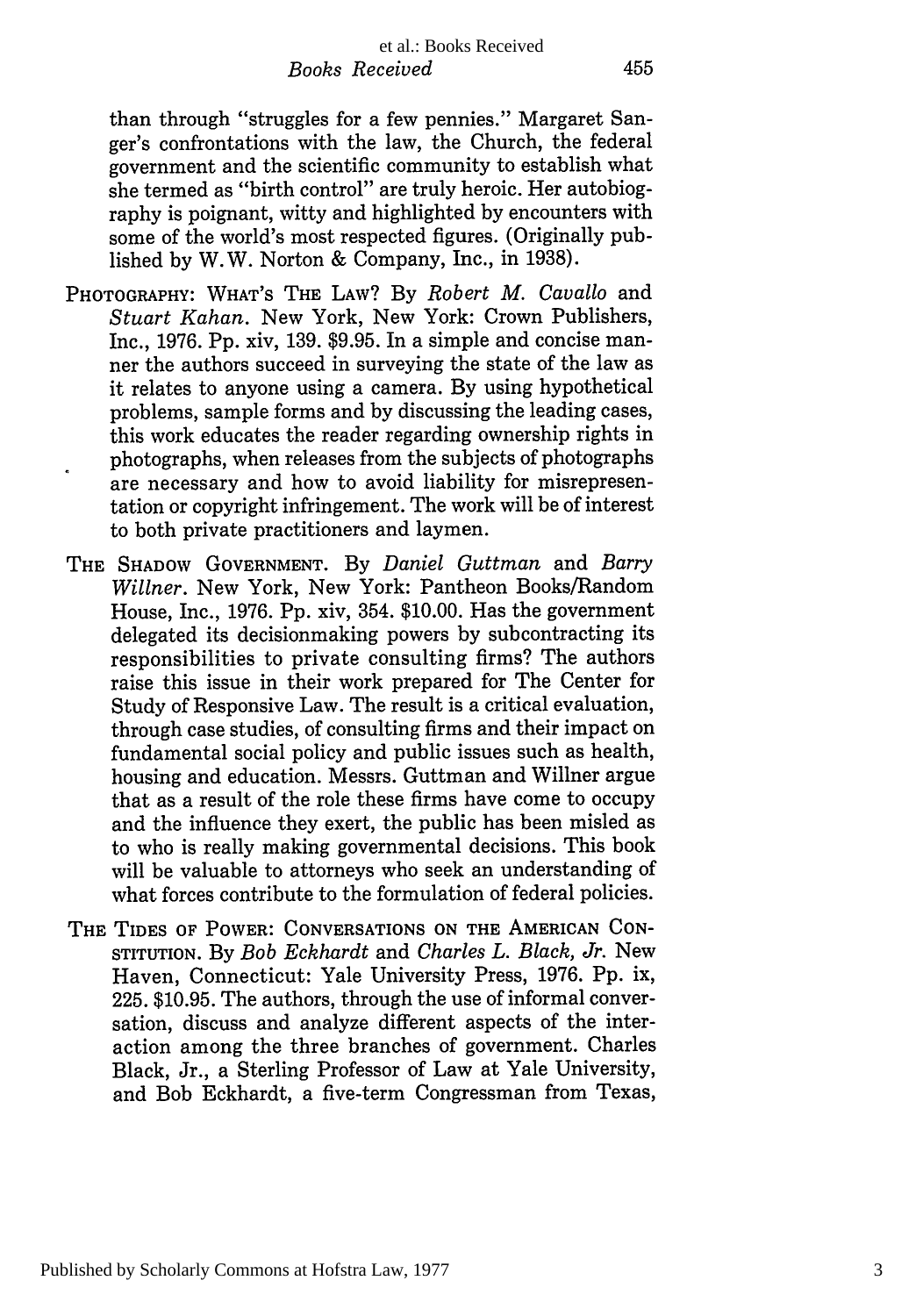than through "struggles for a few pennies." Margaret Sanger's confrontations with the law, the Church, the federal government and the scientific community to establish what she termed as "birth control" are truly heroic. Her autobiography is poignant, witty and highlighted by encounters with some of the world's most respected figures. (Originally published by W.W. Norton & Company, Inc., in 1938).

PHOTOGRAPHY: WHAT'S THE LAW? By *Robert M. Cavallo* and *Stuart Kahan*. New York, New York: Crown Publishers, Inc., 1976. Pp. xiv, 139. $9.95. In a simple and concise manner the authors succeed in surveying the state of the law as it relates to anyone using a camera. By using hypothetical problems, sample forms and by discussing the leading cases, this work educates the reader regarding ownership rights in photographs, when releases from the subjects of photographs are necessary and how to avoid liability for misrepresentation or copyright infringement. The work will be of interest to both private practitioners and laymen.

THE SHADOW GOVERNMENT. By *Daniel Guttman* and *Barry Willner*. New York, New York: Pantheon Books/Random House, Inc., 1976. Pp. xiv, 354. $10.00. Has the government delegated its decisionmaking powers by subcontracting its responsibilities to private consulting firms? The authors raise this issue in their work prepared for The Center for Study of Responsive Law. The result is a critical evaluation, through case studies, of consulting firms and their impact on fundamental social policy and public issues such as health, housing and education. Messrs. Guttman and Willner argue that as a result of the role these firms have come to occupy and the influence they exert, the public has been misled as to who is really making governmental decisions. This book will be valuable to attorneys who seek an understanding of what forces contribute to the formulation of federal policies.

THE TIDES OF POWER: CONVERSATIONS ON THE AMERICAN CONSTITUTION. By *Bob Eckhardt* and *Charles L. Black, Jr.* New Haven, Connecticut: Yale University Press, 1976. Pp. ix, 225. $10.95. The authors, through the use of informal conversation, discuss and analyze different aspects of the interaction among the three branches of government. Charles Black, Jr., a Sterling Professor of Law at Yale University, and Bob Eckhardt, a five-term Congressman from Texas,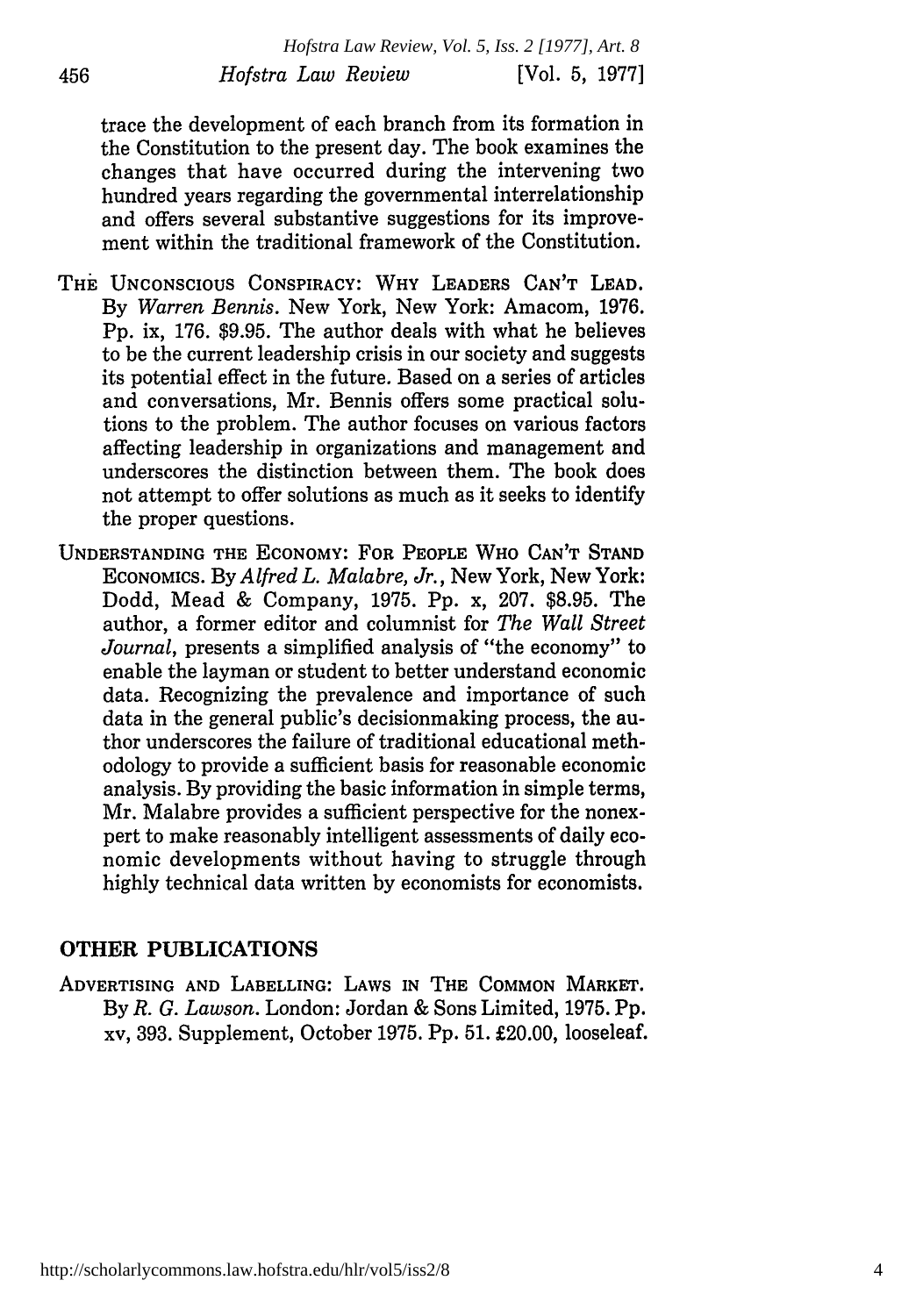trace the development of each branch from its formation in the Constitution to the present day. The book examines the changes that have occurred during the intervening two hundred years regarding the governmental interrelationship and offers several substantive suggestions for its improvement within the traditional framework of the Constitution.

THE UNCONSCIOUS CONSPIRACY: WHY LEADERS CAN'T LEAD. By *Warren Bennis*. New York, New York: Amacom, 1976. Pp. ix, 176. $9.95. The author deals with what he believes to be the current leadership crisis in our society and suggests its potential effect in the future. Based on a series of articles and conversations, Mr. Bennis offers some practical solutions to the problem. The author focuses on various factors affecting leadership in organizations and management and underscores the distinction between them. The book does not attempt to offer solutions as much as it seeks to identify the proper questions.

UNDERSTANDING THE ECONOMY: FOR PEOPLE WHO CAN'T STAND ECONOMICS. By *Alfred L. Malabre, Jr.*, New York, New York: Dodd, Mead & Company, 1975. Pp. x, 207. $8.95. The author, a former editor and columnist for *The Wall Street Journal*, presents a simplified analysis of "the economy" to enable the layman or student to better understand economic data. Recognizing the prevalence and importance of such data in the general public's decisionmaking process, the author underscores the failure of traditional educational methodology to provide a sufficient basis for reasonable economic analysis. By providing the basic information in simple terms, Mr. Malabre provides a sufficient perspective for the nonexpert to make reasonably intelligent assessments of daily economic developments without having to struggle through highly technical data written by economists for economists.

## OTHER PUBLICATIONS

ADVERTISING AND LABELLING: LAWS IN THE COMMON MARKET. By *R. G. Lawson*. London: Jordan & Sons Limited, 1975. Pp. xv, 393. Supplement, October 1975. Pp. 51. £20.00, looseleaf.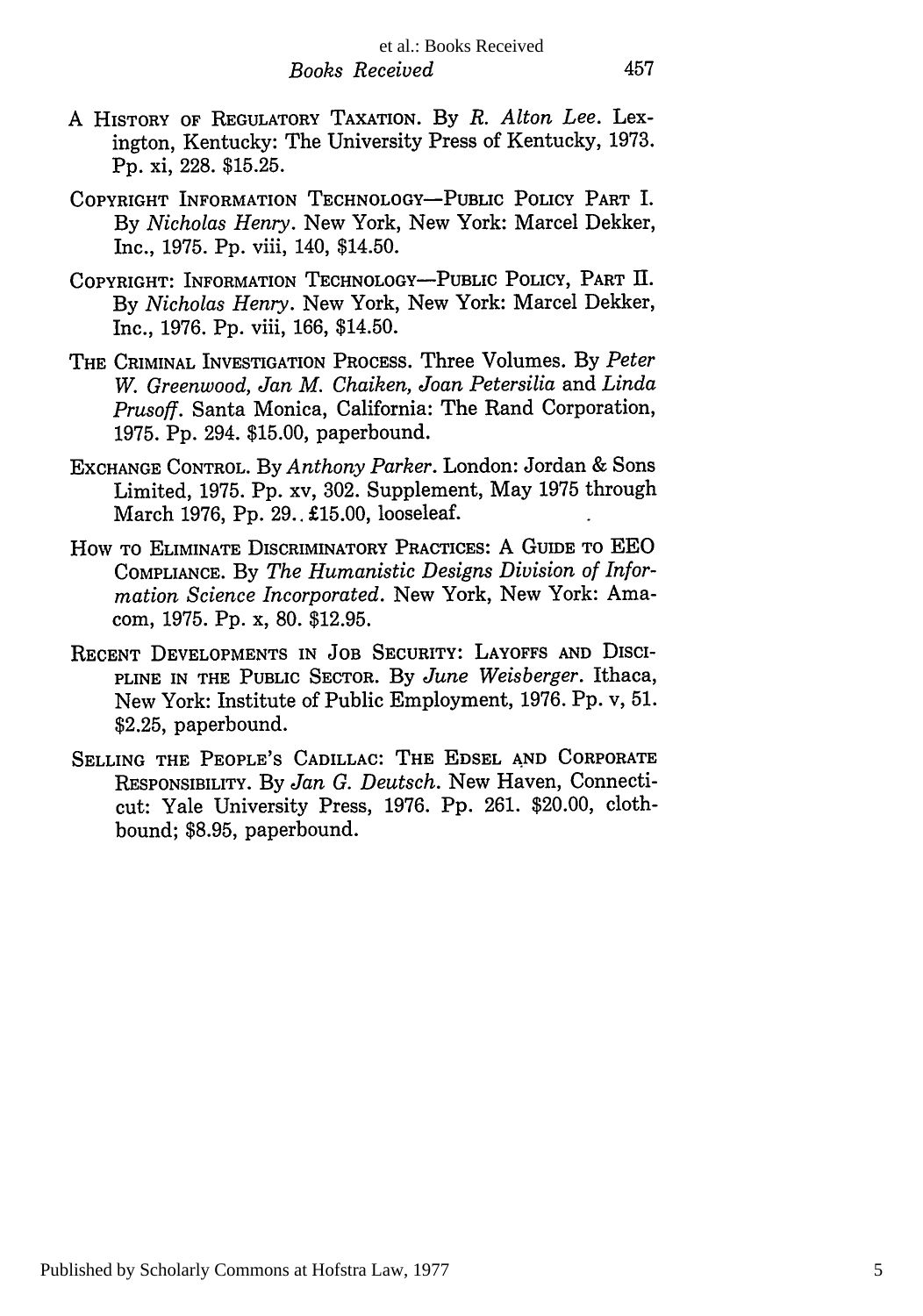A HISTORY OF REGULATORY TAXATION. By *R. Alton Lee*. Lexington, Kentucky: The University Press of Kentucky, 1973. Pp. xi, 228. $15.25.

COPYRIGHT INFORMATION TECHNOLOGY—PUBLIC POLICY PART I. By *Nicholas Henry*. New York, New York: Marcel Dekker, Inc., 1975. Pp. viii, 140, $14.50.

COPYRIGHT: INFORMATION TECHNOLOGY—PUBLIC POLICY, PART II. By *Nicholas Henry*. New York, New York: Marcel Dekker, Inc., 1976. Pp. viii, 166, $14.50.

THE CRIMINAL INVESTIGATION PROCESS. Three Volumes. By *Peter W. Greenwood, Jan M. Chaiken, Joan Petersilia* and *Linda Prusoff*. Santa Monica, California: The Rand Corporation, 1975. Pp. 294. $15.00, paperbound.

EXCHANGE CONTROL. By *Anthony Parker*. London: Jordan & Sons Limited, 1975. Pp. xv, 302. Supplement, May 1975 through March 1976, Pp. 29. £15.00, looseleaf.

HOW TO ELIMINATE DISCRIMINATORY PRACTICES: A GUIDE TO EEO COMPLIANCE. By *The Humanistic Designs Division of Information Science Incorporated*. New York, New York: Amacom, 1975. Pp. x, 80. $12.95.

RECENT DEVELOPMENTS IN JOB SECURITY: LAYOFFS AND DISCIPLINE IN THE PUBLIC SECTOR. By *June Weisberger*. Ithaca, New York: Institute of Public Employment, 1976. Pp. v, 51. $2.25, paperbound.

SELLING THE PEOPLE'S CADILLAC: THE EDSEL AND CORPORATE RESPONSIBILITY. By *Jan G. Deutsch*. New Haven, Connecticut: Yale University Press, 1976. Pp. 261. $20.00, clothbound; $8.95, paperbound.